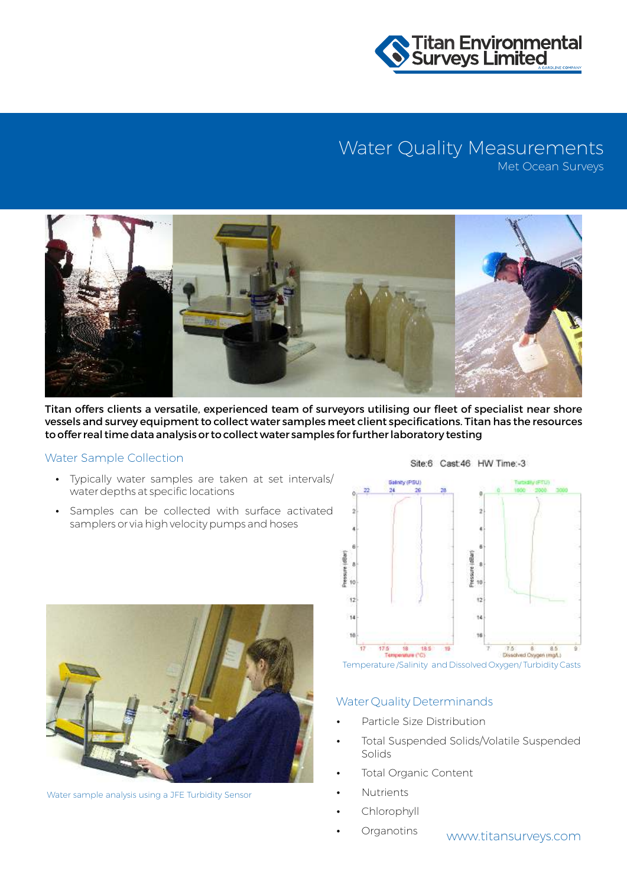Titan Environmental Surveys Limited

# Water Quality Measurements

## Met Ocean Surveys

**Titan offers clients a versatile, experienced team of surveyors utilising our fleet of specialist near shore vessels and survey equipment to collect water samples meet client specifications. Titan has the resources to offer real time data analysis or to collect water samples for further laboratory testing**

### Water Sample Collection

- Typically water samples are taken at set intervals/ water depths at specific locations
- Samples can be collected with surface activated samplers or via high velocity pumps and hoses

Water sample analysis using a JFE Turbidity Sensor

Site:6 Cast:46 HW Time:-3

Temperature /Salinity and Dissolved Oxygen/ Turbidity Casts

### Water Quality Determinands

- Particle Size Distribution
- Total Suspended Solids/Volatile Suspended Solids
- Total Organic Content
- Nutrients
- Chlorophyll
- Organotins

www.titansurveys.com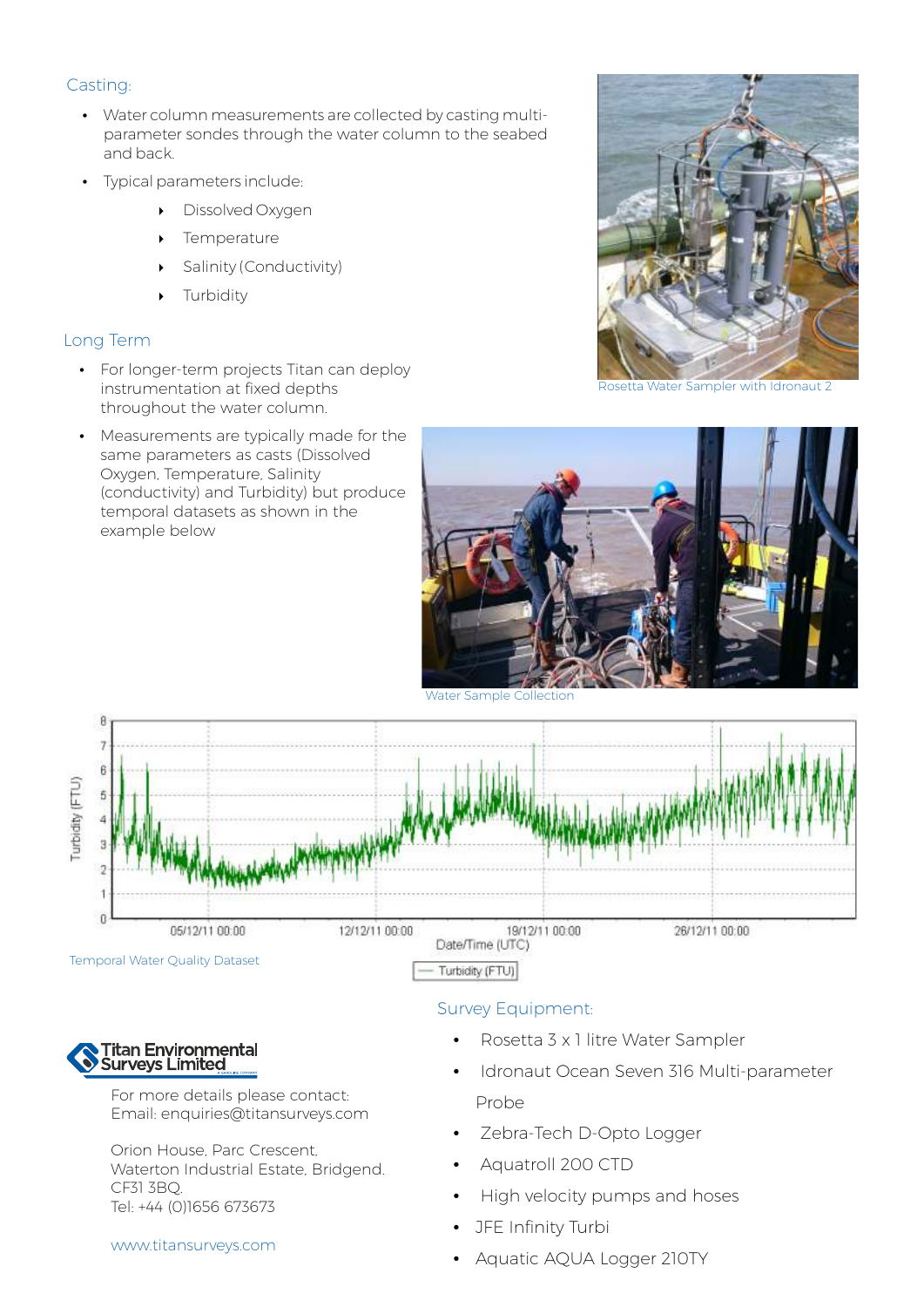## Casting:

- Water column measurements are collected by casting multi-parameter sondes through the water column to the seabed and back.
- Typical parameters include:
  - Dissolved Oxygen
  - Temperature
  - Salinity (Conductivity)
  - Turbidity

Rosetta Water Sampler with Idronaut 2

## Long Term

- For longer-term projects Titan can deploy instrumentation at fixed depths throughout the water column.
- Measurements are typically made for the same parameters as casts (Dissolved Oxygen, Temperature, Salinity (conductivity) and Turbidity) but produce temporal datasets as shown in the example below

Water Sample Collection

Turbidity (FTU)

0
1
2
3
4
5
6
7
8

05/12/11 00:00
12/12/11 00:00
19/12/11 00:00
26/12/11 00:00

Date/Time (UTC)

Turbidity (FTU)

Temporal Water Quality Dataset

## Survey Equipment:

- Rosetta 3 x 1 litre Water Sampler
- Idronaut Ocean Seven 316 Multi-parameter Probe
- Zebra-Tech D-Opto Logger
- Aquatroll 200 CTD
- High velocity pumps and hoses
- JFE Infinity Turbi
- Aquatic AQUA Logger 210TY

**Titan Environmental Surveys Limited**

For more details please contact:
Email: enquiries@titansurveys.com

Orion House, Parc Crescent,
Waterton Industrial Estate, Bridgend.
CF31 3BQ.
Tel: +44 (0)1656 673673

www.titansurveys.com